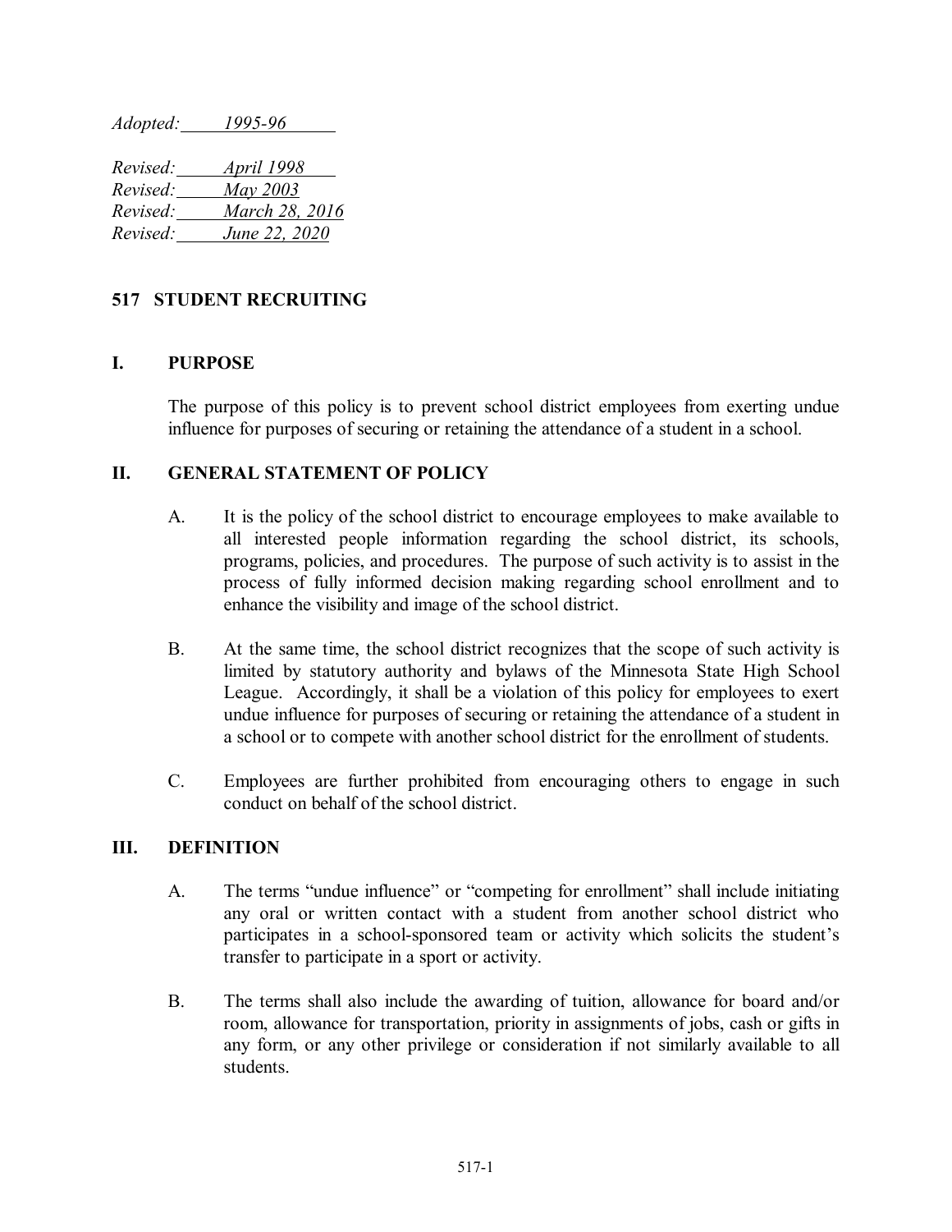*Adopted: 1995-96*

*Revised: April 1998*
*Revised: May 2003*
*Revised: March 28, 2016*
*Revised: June 22, 2020*

## 517 STUDENT RECRUITING

### I. PURPOSE

The purpose of this policy is to prevent school district employees from exerting undue influence for purposes of securing or retaining the attendance of a student in a school.

### II. GENERAL STATEMENT OF POLICY

A. It is the policy of the school district to encourage employees to make available to all interested people information regarding the school district, its schools, programs, policies, and procedures. The purpose of such activity is to assist in the process of fully informed decision making regarding school enrollment and to enhance the visibility and image of the school district.

B. At the same time, the school district recognizes that the scope of such activity is limited by statutory authority and bylaws of the Minnesota State High School League. Accordingly, it shall be a violation of this policy for employees to exert undue influence for purposes of securing or retaining the attendance of a student in a school or to compete with another school district for the enrollment of students.

C. Employees are further prohibited from encouraging others to engage in such conduct on behalf of the school district.

### III. DEFINITION

A. The terms "undue influence" or "competing for enrollment" shall include initiating any oral or written contact with a student from another school district who participates in a school-sponsored team or activity which solicits the student's transfer to participate in a sport or activity.

B. The terms shall also include the awarding of tuition, allowance for board and/or room, allowance for transportation, priority in assignments of jobs, cash or gifts in any form, or any other privilege or consideration if not similarly available to all students.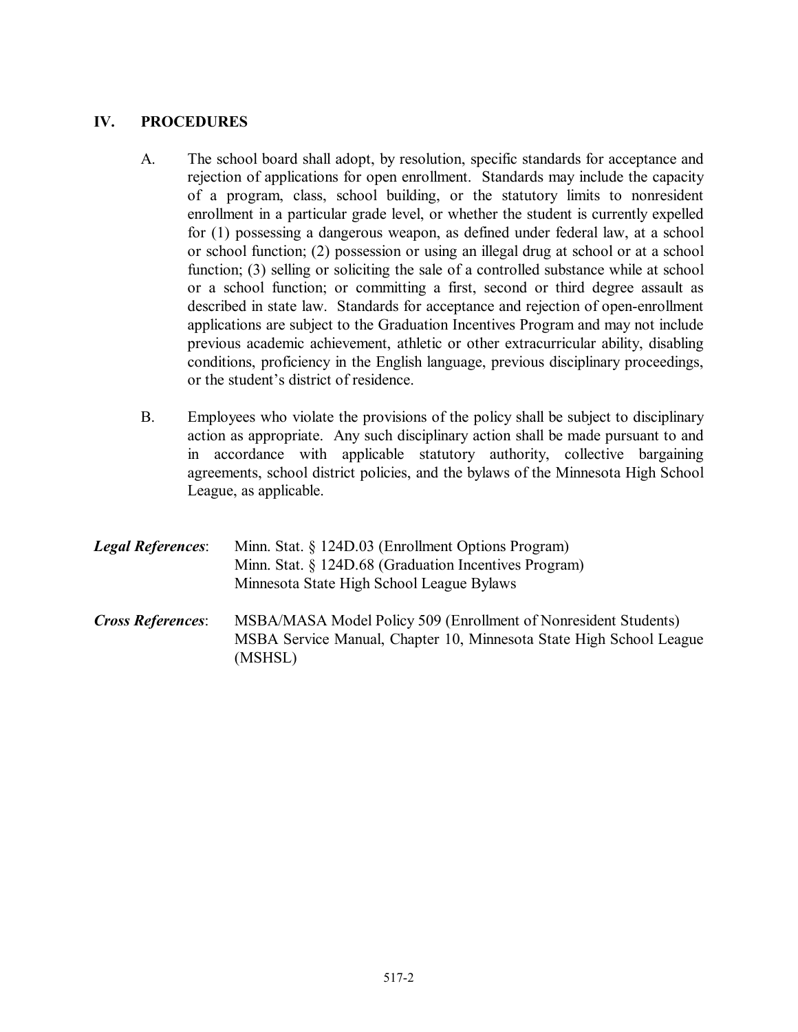## IV. PROCEDURES

A. The school board shall adopt, by resolution, specific standards for acceptance and rejection of applications for open enrollment. Standards may include the capacity of a program, class, school building, or the statutory limits to nonresident enrollment in a particular grade level, or whether the student is currently expelled for (1) possessing a dangerous weapon, as defined under federal law, at a school or school function; (2) possession or using an illegal drug at school or at a school function; (3) selling or soliciting the sale of a controlled substance while at school or a school function; or committing a first, second or third degree assault as described in state law. Standards for acceptance and rejection of open-enrollment applications are subject to the Graduation Incentives Program and may not include previous academic achievement, athletic or other extracurricular ability, disabling conditions, proficiency in the English language, previous disciplinary proceedings, or the student's district of residence.

B. Employees who violate the provisions of the policy shall be subject to disciplinary action as appropriate. Any such disciplinary action shall be made pursuant to and in accordance with applicable statutory authority, collective bargaining agreements, school district policies, and the bylaws of the Minnesota High School League, as applicable.

***Legal References***: Minn. Stat. § 124D.03 (Enrollment Options Program)
Minn. Stat. § 124D.68 (Graduation Incentives Program)
Minnesota State High School League Bylaws

***Cross References***: MSBA/MASA Model Policy 509 (Enrollment of Nonresident Students)
MSBA Service Manual, Chapter 10, Minnesota State High School League (MSHSL)